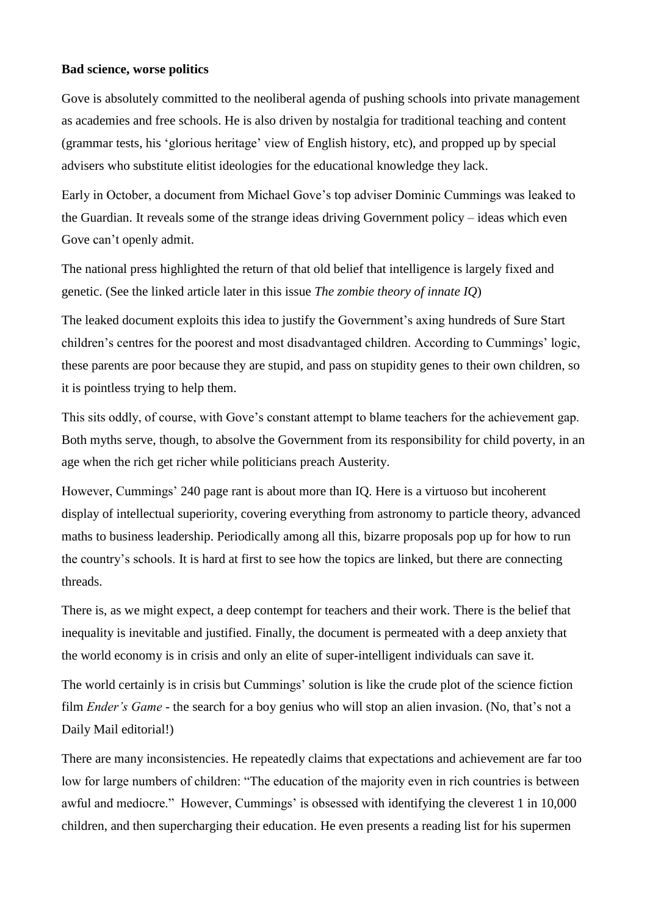**Bad science, worse politics**

Gove is absolutely committed to the neoliberal agenda of pushing schools into private management as academies and free schools. He is also driven by nostalgia for traditional teaching and content (grammar tests, his 'glorious heritage' view of English history, etc), and propped up by special advisers who substitute elitist ideologies for the educational knowledge they lack.

Early in October, a document from Michael Gove's top adviser Dominic Cummings was leaked to the Guardian. It reveals some of the strange ideas driving Government policy – ideas which even Gove can't openly admit.

The national press highlighted the return of that old belief that intelligence is largely fixed and genetic. (See the linked article later in this issue *The zombie theory of innate IQ*)

The leaked document exploits this idea to justify the Government's axing hundreds of Sure Start children's centres for the poorest and most disadvantaged children. According to Cummings' logic, these parents are poor because they are stupid, and pass on stupidity genes to their own children, so it is pointless trying to help them.

This sits oddly, of course, with Gove's constant attempt to blame teachers for the achievement gap. Both myths serve, though, to absolve the Government from its responsibility for child poverty, in an age when the rich get richer while politicians preach Austerity.

However, Cummings' 240 page rant is about more than IQ. Here is a virtuoso but incoherent display of intellectual superiority, covering everything from astronomy to particle theory, advanced maths to business leadership. Periodically among all this, bizarre proposals pop up for how to run the country's schools. It is hard at first to see how the topics are linked, but there are connecting threads.

There is, as we might expect, a deep contempt for teachers and their work. There is the belief that inequality is inevitable and justified. Finally, the document is permeated with a deep anxiety that the world economy is in crisis and only an elite of super-intelligent individuals can save it.

The world certainly is in crisis but Cummings' solution is like the crude plot of the science fiction film *Ender's Game* - the search for a boy genius who will stop an alien invasion. (No, that's not a Daily Mail editorial!)

There are many inconsistencies. He repeatedly claims that expectations and achievement are far too low for large numbers of children: "The education of the majority even in rich countries is between awful and mediocre." However, Cummings' is obsessed with identifying the cleverest 1 in 10,000 children, and then supercharging their education. He even presents a reading list for his supermen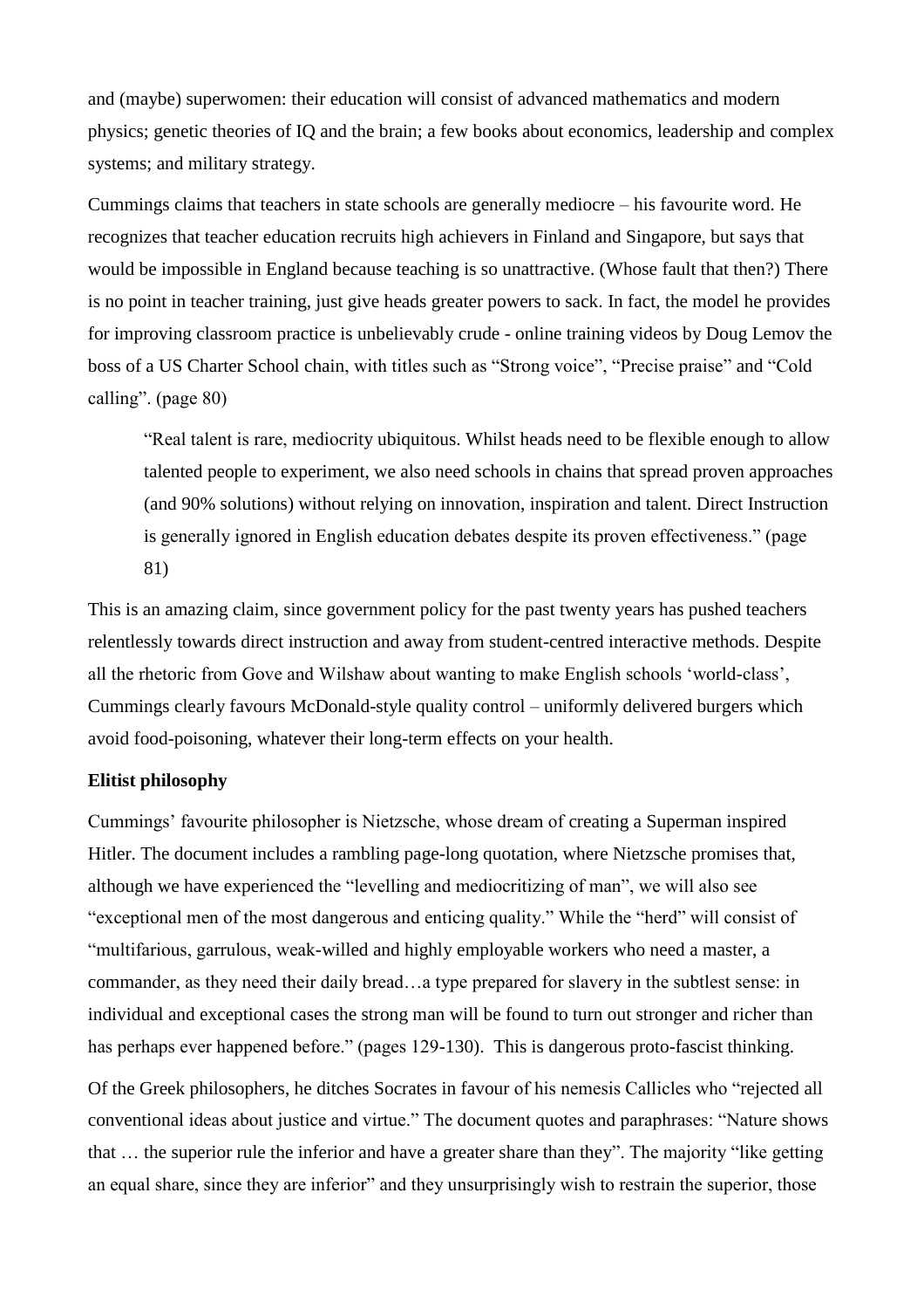and (maybe) superwomen: their education will consist of advanced mathematics and modern physics; genetic theories of IQ and the brain; a few books about economics, leadership and complex systems; and military strategy.

Cummings claims that teachers in state schools are generally mediocre – his favourite word. He recognizes that teacher education recruits high achievers in Finland and Singapore, but says that would be impossible in England because teaching is so unattractive. (Whose fault that then?) There is no point in teacher training, just give heads greater powers to sack. In fact, the model he provides for improving classroom practice is unbelievably crude - online training videos by Doug Lemov the boss of a US Charter School chain, with titles such as "Strong voice", "Precise praise" and "Cold calling". (page 80)

> "Real talent is rare, mediocrity ubiquitous. Whilst heads need to be flexible enough to allow talented people to experiment, we also need schools in chains that spread proven approaches (and 90% solutions) without relying on innovation, inspiration and talent. Direct Instruction is generally ignored in English education debates despite its proven effectiveness." (page 81)

This is an amazing claim, since government policy for the past twenty years has pushed teachers relentlessly towards direct instruction and away from student-centred interactive methods. Despite all the rhetoric from Gove and Wilshaw about wanting to make English schools 'world-class', Cummings clearly favours McDonald-style quality control – uniformly delivered burgers which avoid food-poisoning, whatever their long-term effects on your health.

**Elitist philosophy**

Cummings' favourite philosopher is Nietzsche, whose dream of creating a Superman inspired Hitler. The document includes a rambling page-long quotation, where Nietzsche promises that, although we have experienced the "levelling and mediocritizing of man", we will also see "exceptional men of the most dangerous and enticing quality." While the "herd" will consist of "multifarious, garrulous, weak-willed and highly employable workers who need a master, a commander, as they need their daily bread…a type prepared for slavery in the subtlest sense: in individual and exceptional cases the strong man will be found to turn out stronger and richer than has perhaps ever happened before." (pages 129-130). This is dangerous proto-fascist thinking.

Of the Greek philosophers, he ditches Socrates in favour of his nemesis Callicles who "rejected all conventional ideas about justice and virtue." The document quotes and paraphrases: "Nature shows that … the superior rule the inferior and have a greater share than they". The majority "like getting an equal share, since they are inferior" and they unsurprisingly wish to restrain the superior, those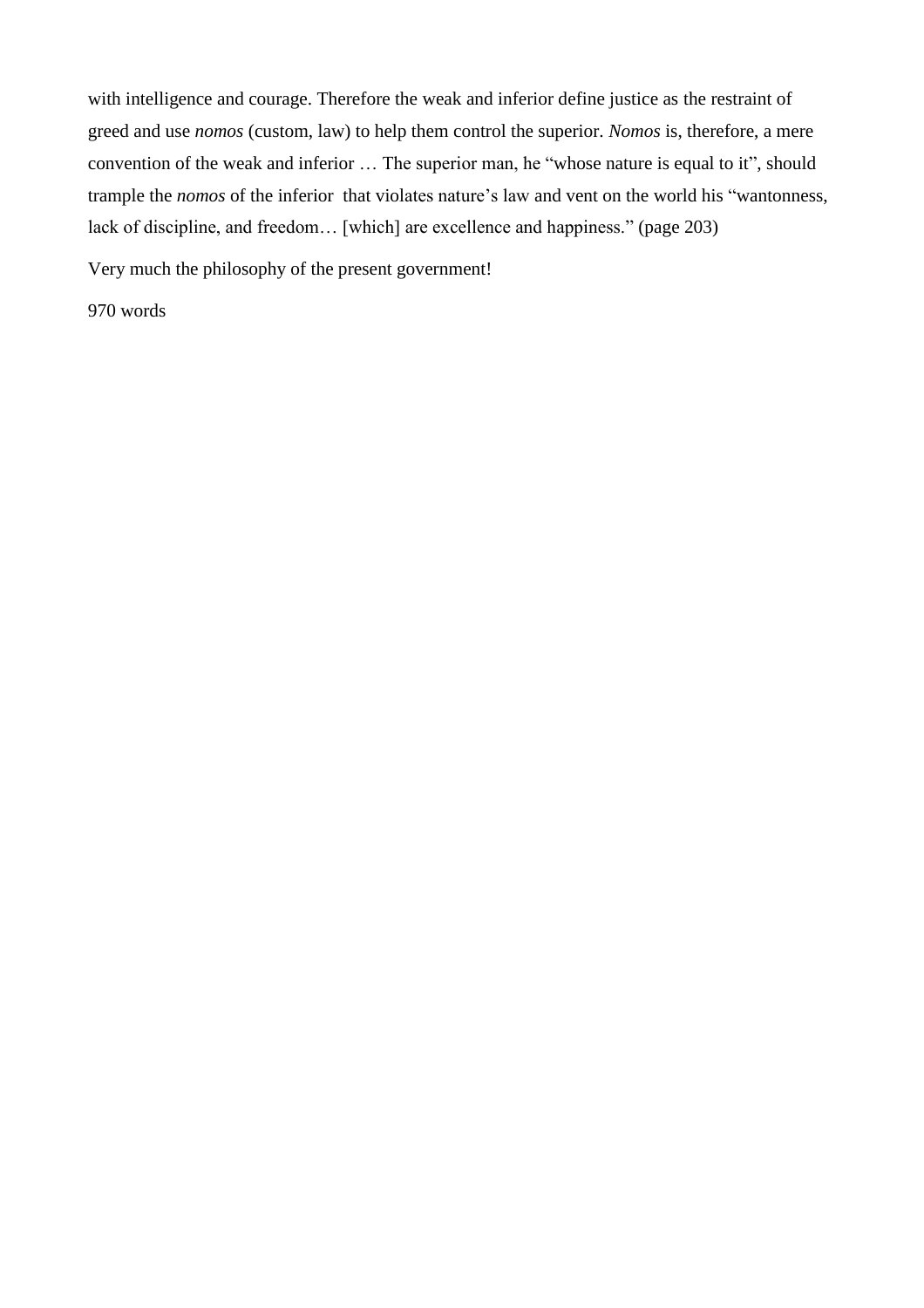with intelligence and courage. Therefore the weak and inferior define justice as the restraint of greed and use *nomos* (custom, law) to help them control the superior. *Nomos* is, therefore, a mere convention of the weak and inferior … The superior man, he "whose nature is equal to it", should trample the *nomos* of the inferior that violates nature's law and vent on the world his "wantonness, lack of discipline, and freedom… [which] are excellence and happiness." (page 203)

Very much the philosophy of the present government!

970 words